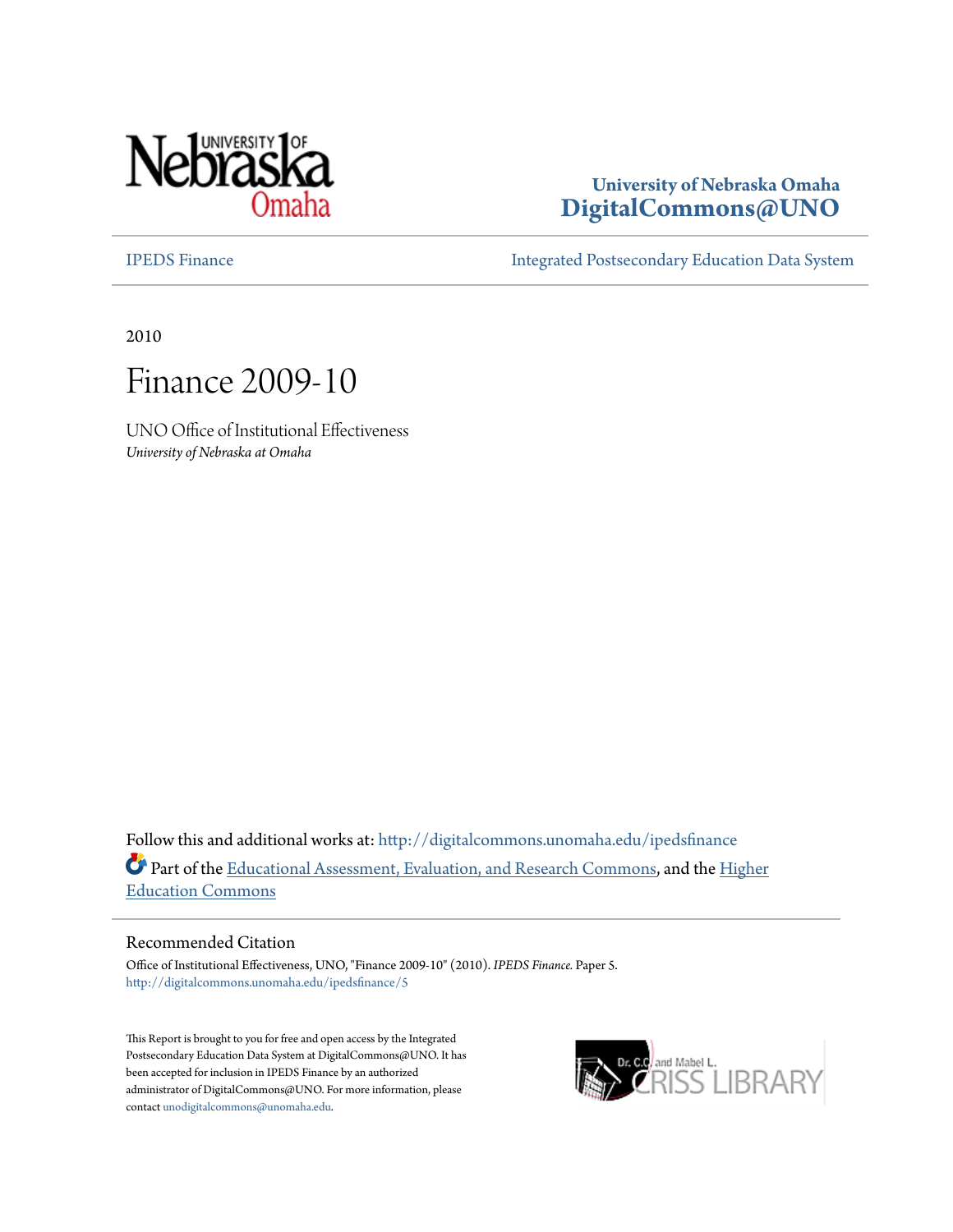University of Nebraska Omaha
**DigitalCommons@UNO**

IPEDS Finance | Integrated Postsecondary Education Data System

---

2010

# Finance 2009-10

UNO Office of Institutional Effectiveness
*University of Nebraska at Omaha*

Follow this and additional works at: http://digitalcommons.unomaha.edu/ipedsfinance

Part of the Educational Assessment, Evaluation, and Research Commons, and the Higher Education Commons

---

## Recommended Citation

Office of Institutional Effectiveness, UNO, "Finance 2009-10" (2010). *IPEDS Finance.* Paper 5.
http://digitalcommons.unomaha.edu/ipedsfinance/5

This Report is brought to you for free and open access by the Integrated Postsecondary Education Data System at DigitalCommons@UNO. It has been accepted for inclusion in IPEDS Finance by an authorized administrator of DigitalCommons@UNO. For more information, please contact unodigitalcommons@unomaha.edu.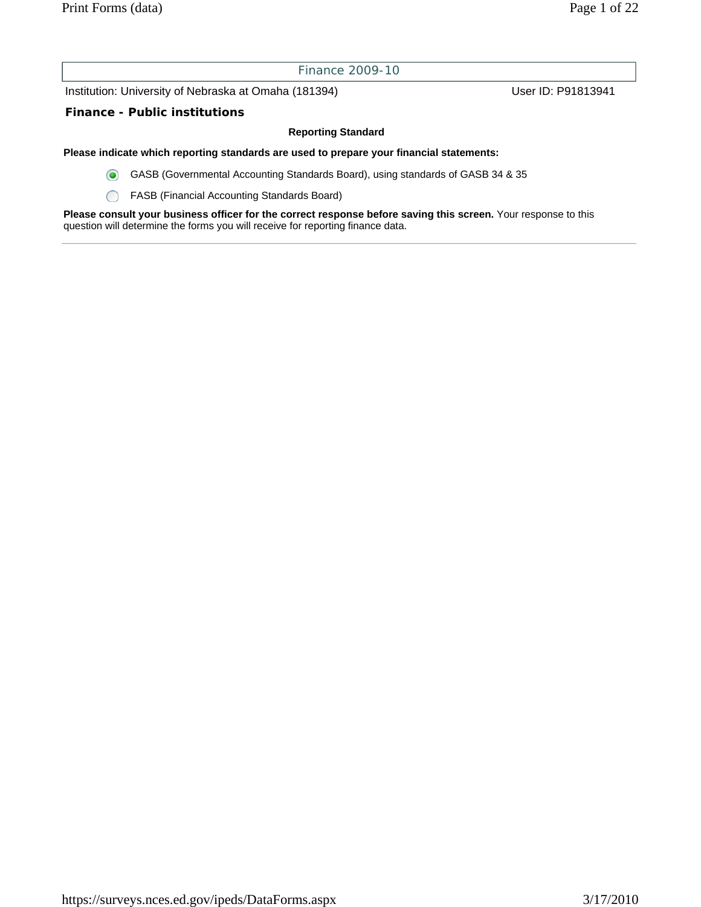# Finance 2009-10

Institution: University of Nebraska at Omaha (181394) User ID: P91813941

## Finance - Public institutions

**Reporting Standard**

**Please indicate which reporting standards are used to prepare your financial statements:**

- (●) GASB (Governmental Accounting Standards Board), using standards of GASB 34 & 35
- ( ) FASB (Financial Accounting Standards Board)

**Please consult your business officer for the correct response before saving this screen.** Your response to this question will determine the forms you will receive for reporting finance data.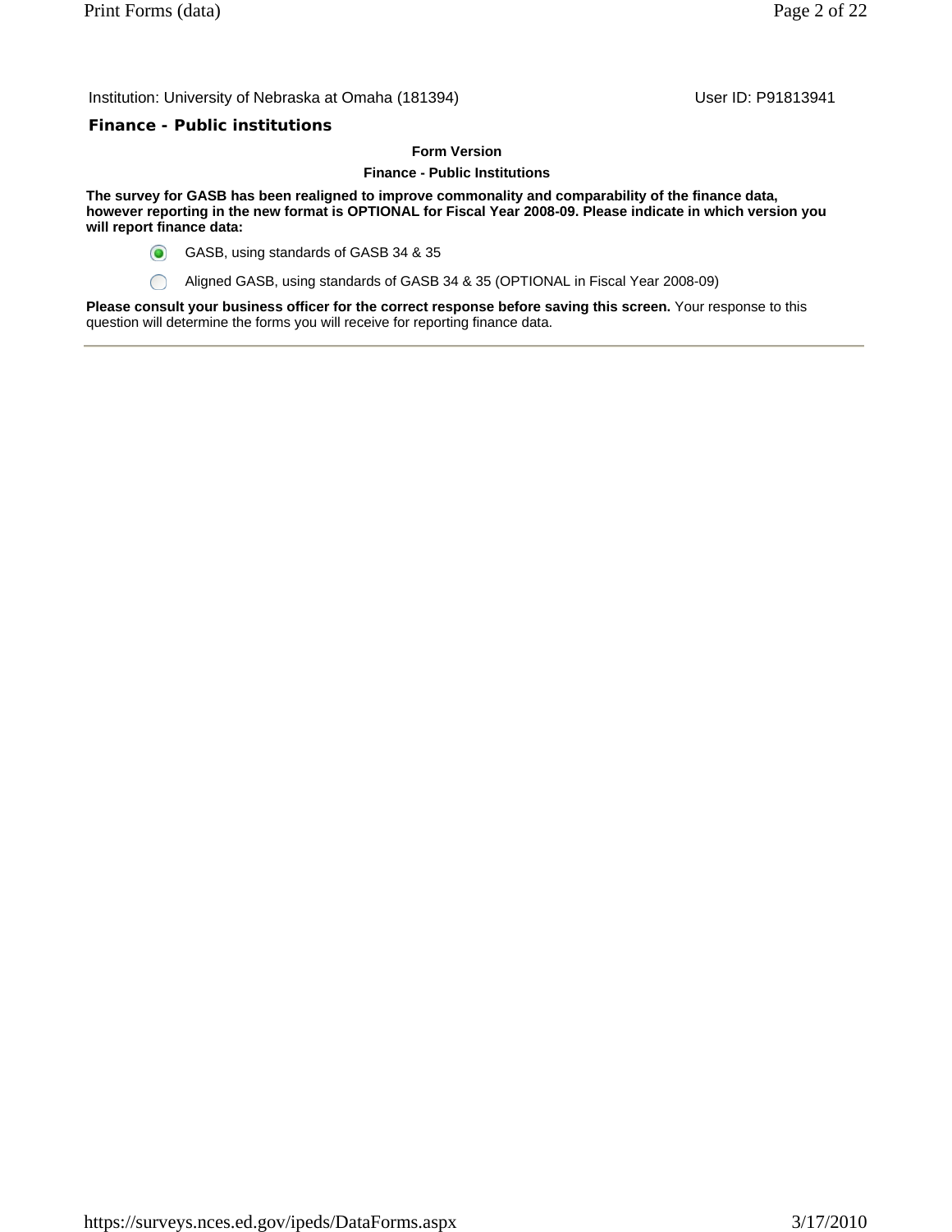Institution: University of Nebraska at Omaha (181394) User ID: P91813941

## Finance - Public institutions

**Form Version**

**Finance - Public Institutions**

**The survey for GASB has been realigned to improve commonality and comparability of the finance data, however reporting in the new format is OPTIONAL for Fiscal Year 2008-09. Please indicate in which version you will report finance data:**

- (●) GASB, using standards of GASB 34 & 35
- ( ) Aligned GASB, using standards of GASB 34 & 35 (OPTIONAL in Fiscal Year 2008-09)

**Please consult your business officer for the correct response before saving this screen.** Your response to this question will determine the forms you will receive for reporting finance data.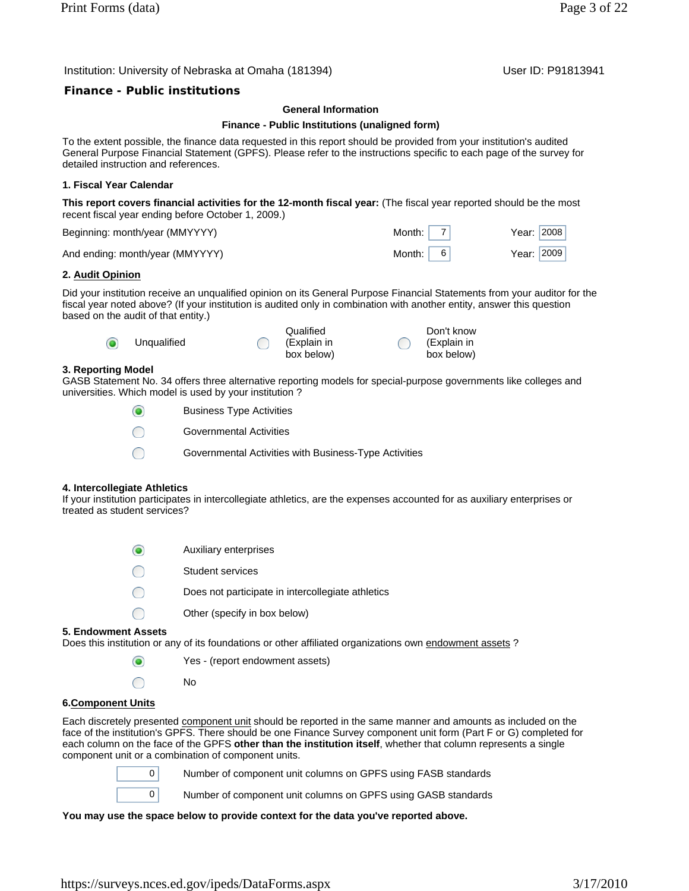Institution: University of Nebraska at Omaha (181394)

User ID: P91813941

## Finance - Public institutions

**General Information**

**Finance - Public Institutions (unaligned form)**

To the extent possible, the finance data requested in this report should be provided from your institution's audited General Purpose Financial Statement (GPFS). Please refer to the instructions specific to each page of the survey for detailed instruction and references.

### 1. Fiscal Year Calendar

**This report covers financial activities for the 12-month fiscal year:** (The fiscal year reported should be the most recent fiscal year ending before October 1, 2009.)

| | Month | Year |
|---|---|---|
| Beginning: month/year (MMYYYY) | 7 | 2008 |
| And ending: month/year (MMYYYY) | 6 | 2009 |

### 2. Audit Opinion

Did your institution receive an unqualified opinion on its General Purpose Financial Statements from your auditor for the fiscal year noted above? (If your institution is audited only in combination with another entity, answer this question based on the audit of that entity.)

- (●) Unqualified
- ( ) Qualified (Explain in box below)
- ( ) Don't know (Explain in box below)

### 3. Reporting Model

GASB Statement No. 34 offers three alternative reporting models for special-purpose governments like colleges and universities. Which model is used by your institution ?

- (●) Business Type Activities
- ( ) Governmental Activities
- ( ) Governmental Activities with Business-Type Activities

### 4. Intercollegiate Athletics

If your institution participates in intercollegiate athletics, are the expenses accounted for as auxiliary enterprises or treated as student services?

- (●) Auxiliary enterprises
- ( ) Student services
- ( ) Does not participate in intercollegiate athletics
- ( ) Other (specify in box below)

### 5. Endowment Assets

Does this institution or any of its foundations or other affiliated organizations own endowment assets ?

- (●) Yes - (report endowment assets)
- ( ) No

### 6. Component Units

Each discretely presented component unit should be reported in the same manner and amounts as included on the face of the institution's GPFS. There should be one Finance Survey component unit form (Part F or G) completed for each column on the face of the GPFS **other than the institution itself**, whether that column represents a single component unit or a combination of component units.

| Value | Item |
|---|---|
| 0 | Number of component unit columns on GPFS using FASB standards |
| 0 | Number of component unit columns on GPFS using GASB standards |

**You may use the space below to provide context for the data you've reported above.**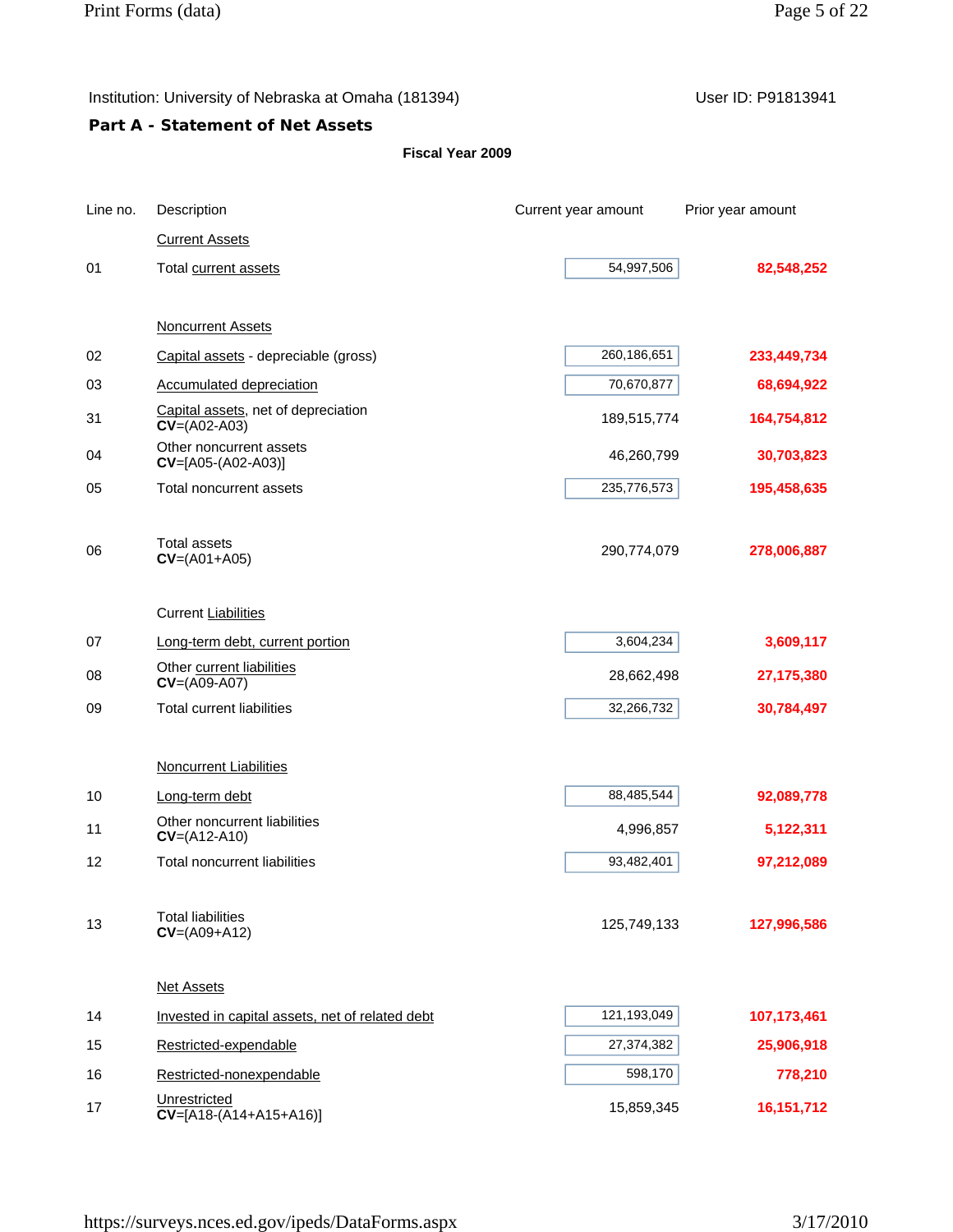Institution: University of Nebraska at Omaha (181394) User ID: P91813941

## Part A - Statement of Net Assets

**Fiscal Year 2009**

| Line no. | Description | Current year amount | Prior year amount |
|---|---|---|---|
| | Current Assets | | |
| 01 | Total current assets | 54,997,506 | **82,548,252** |
| | Noncurrent Assets | | |
| 02 | Capital assets - depreciable (gross) | 260,186,651 | **233,449,734** |
| 03 | Accumulated depreciation | 70,670,877 | **68,694,922** |
| 31 | Capital assets, net of depreciation **CV**=(A02-A03) | 189,515,774 | **164,754,812** |
| 04 | Other noncurrent assets **CV**=[A05-(A02-A03)] | 46,260,799 | **30,703,823** |
| 05 | Total noncurrent assets | 235,776,573 | **195,458,635** |
| 06 | Total assets **CV**=(A01+A05) | 290,774,079 | **278,006,887** |
| | Current Liabilities | | |
| 07 | Long-term debt, current portion | 3,604,234 | **3,609,117** |
| 08 | Other current liabilities **CV**=(A09-A07) | 28,662,498 | **27,175,380** |
| 09 | Total current liabilities | 32,266,732 | **30,784,497** |
| | Noncurrent Liabilities | | |
| 10 | Long-term debt | 88,485,544 | **92,089,778** |
| 11 | Other noncurrent liabilities **CV**=(A12-A10) | 4,996,857 | **5,122,311** |
| 12 | Total noncurrent liabilities | 93,482,401 | **97,212,089** |
| 13 | Total liabilities **CV**=(A09+A12) | 125,749,133 | **127,996,586** |
| | Net Assets | | |
| 14 | Invested in capital assets, net of related debt | 121,193,049 | **107,173,461** |
| 15 | Restricted-expendable | 27,374,382 | **25,906,918** |
| 16 | Restricted-nonexpendable | 598,170 | **778,210** |
| 17 | Unrestricted **CV**=[A18-(A14+A15+A16)] | 15,859,345 | **16,151,712** |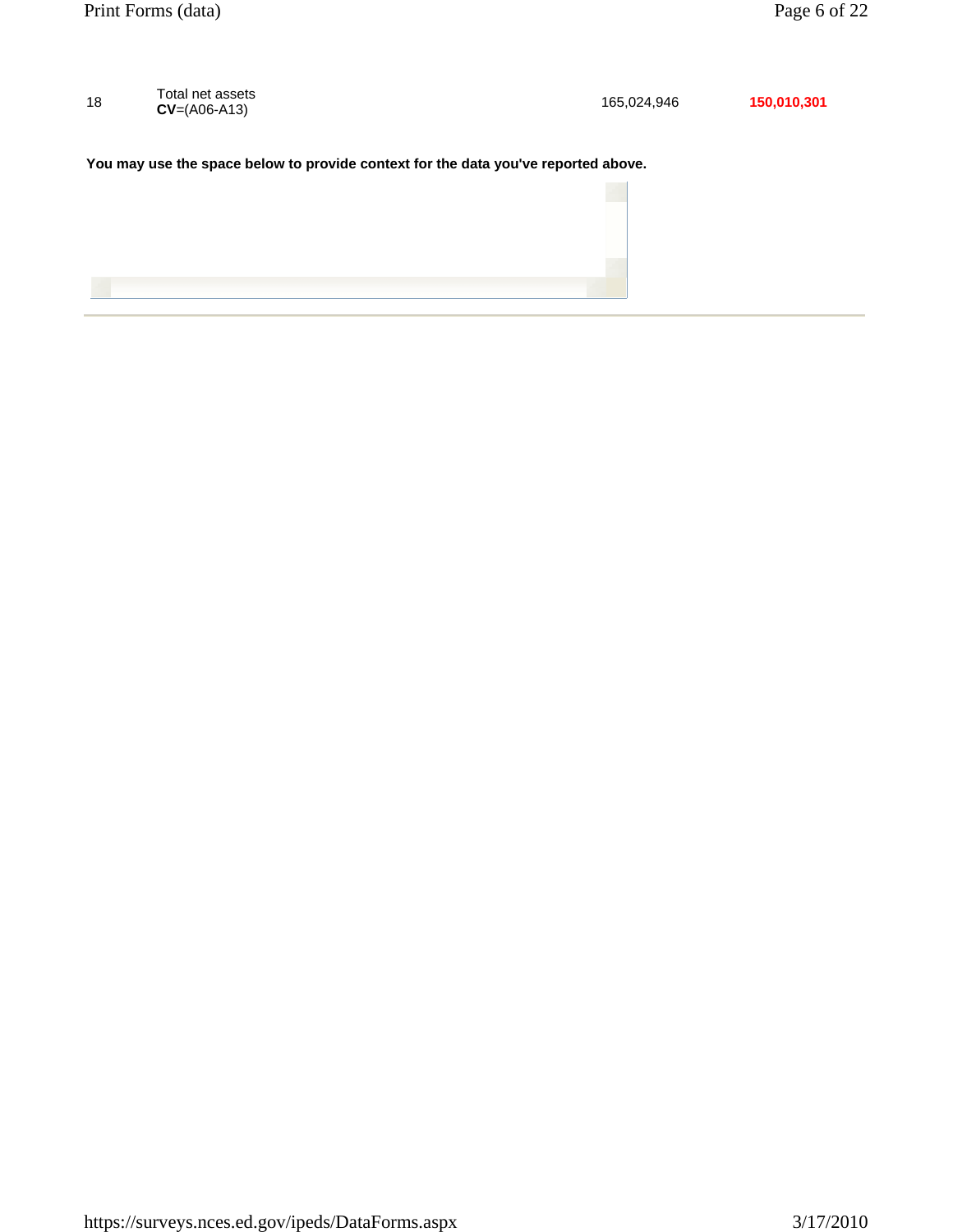| | | | |
|---|---|---|---|
| 18 | Total net assets<br>**CV**=(A06-A13) | 165,024,946 | **150,010,301** |

**You may use the space below to provide context for the data you've reported above.**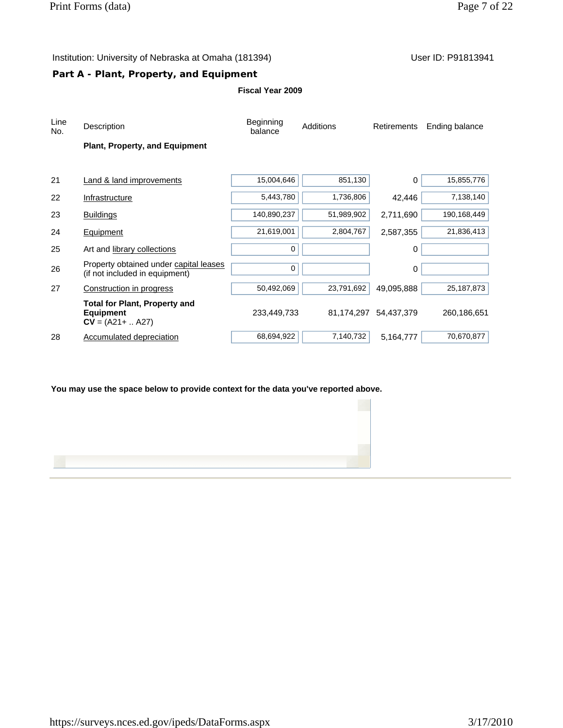Institution: University of Nebraska at Omaha (181394) User ID: P91813941

## Part A - Plant, Property, and Equipment

**Fiscal Year 2009**

| Line No. | Description | Beginning balance | Additions | Retirements | Ending balance |
|---|---|---|---|---|---|
| | **Plant, Property, and Equipment** | | | | |
| 21 | Land & land improvements | 15,004,646 | 851,130 | 0 | 15,855,776 |
| 22 | Infrastructure | 5,443,780 | 1,736,806 | 42,446 | 7,138,140 |
| 23 | Buildings | 140,890,237 | 51,989,902 | 2,711,690 | 190,168,449 |
| 24 | Equipment | 21,619,001 | 2,804,767 | 2,587,355 | 21,836,413 |
| 25 | Art and library collections | 0 | | 0 | |
| 26 | Property obtained under capital leases (if not included in equipment) | 0 | | 0 | |
| 27 | Construction in progress | 50,492,069 | 23,791,692 | 49,095,888 | 25,187,873 |
| | **Total for Plant, Property and Equipment** **CV** = (A21+ .. A27) | 233,449,733 | 81,174,297 | 54,437,379 | 260,186,651 |
| 28 | Accumulated depreciation | 68,694,922 | 7,140,732 | 5,164,777 | 70,670,877 |

**You may use the space below to provide context for the data you've reported above.**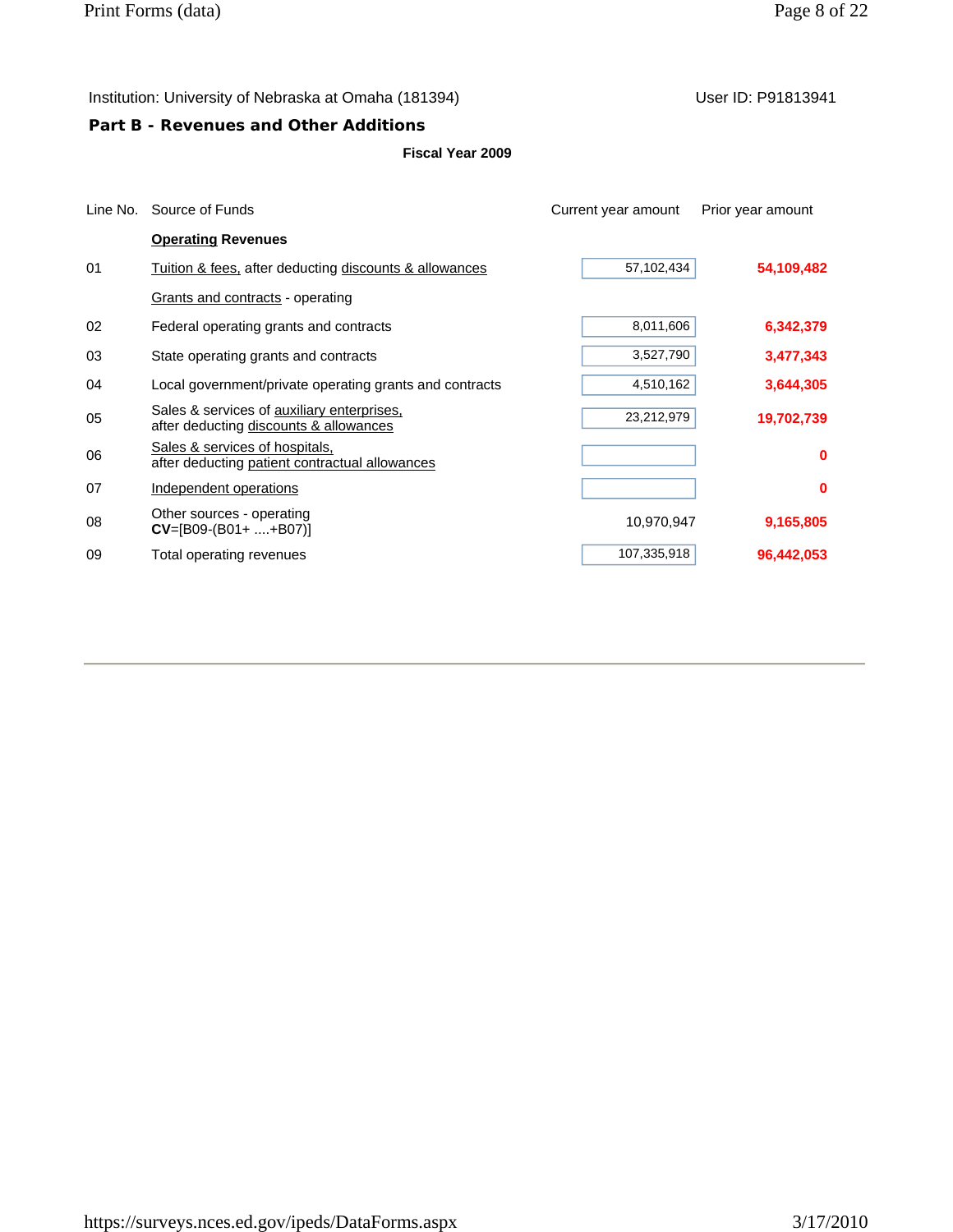Institution: University of Nebraska at Omaha (181394) User ID: P91813941

## Part B - Revenues and Other Additions

**Fiscal Year 2009**

| Line No. | Source of Funds | Current year amount | Prior year amount |
|---|---|---|---|
| | **Operating Revenues** | | |
| 01 | Tuition & fees, after deducting discounts & allowances | 57,102,434 | **54,109,482** |
| | Grants and contracts - operating | | |
| 02 | Federal operating grants and contracts | 8,011,606 | **6,342,379** |
| 03 | State operating grants and contracts | 3,527,790 | **3,477,343** |
| 04 | Local government/private operating grants and contracts | 4,510,162 | **3,644,305** |
| 05 | Sales & services of auxiliary enterprises, after deducting discounts & allowances | 23,212,979 | **19,702,739** |
| 06 | Sales & services of hospitals, after deducting patient contractual allowances | | **0** |
| 07 | Independent operations | | **0** |
| 08 | Other sources - operating **CV**=[B09-(B01+ ....+B07)] | 10,970,947 | **9,165,805** |
| 09 | Total operating revenues | 107,335,918 | **96,442,053** |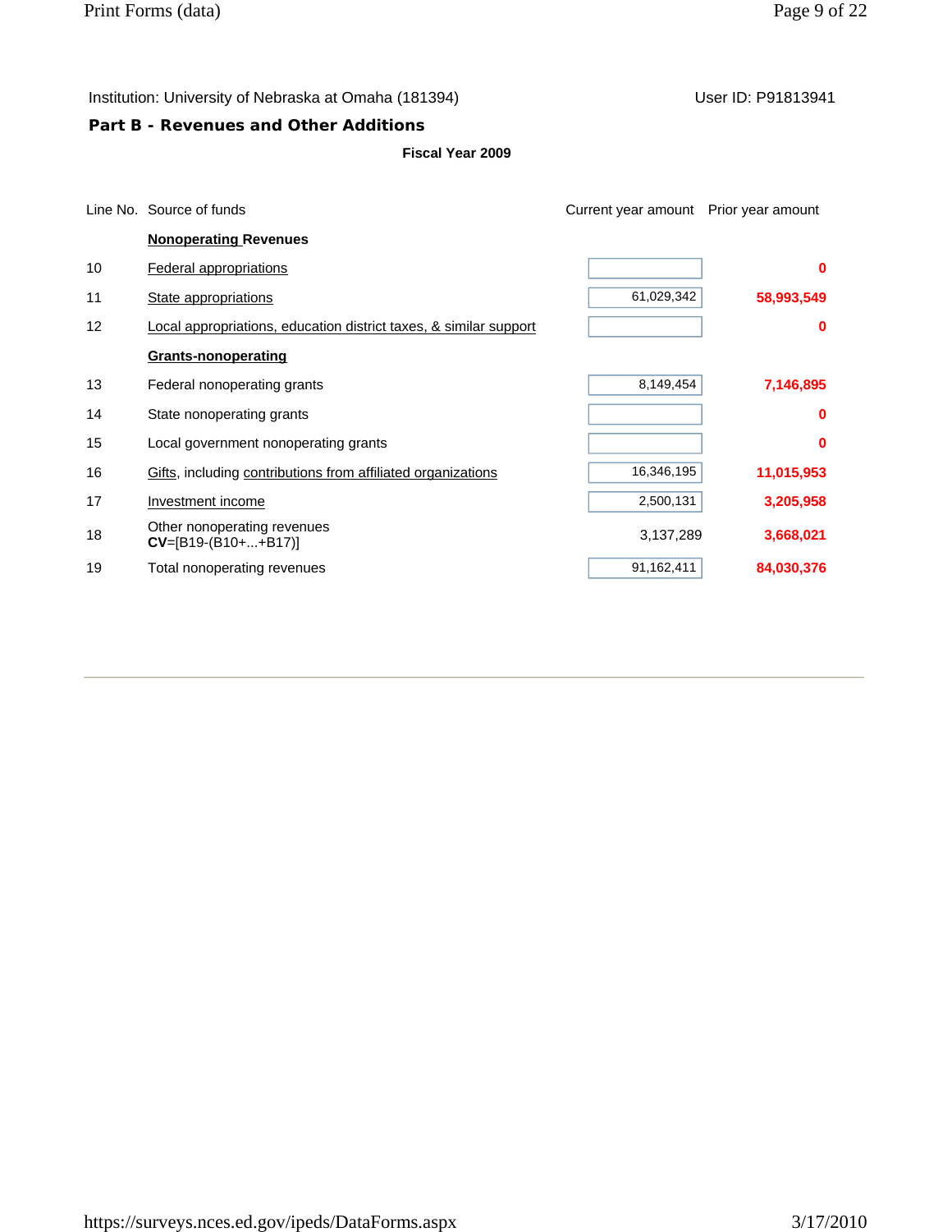Institution: University of Nebraska at Omaha (181394) User ID: P91813941

## Part B - Revenues and Other Additions

**Fiscal Year 2009**

| Line No. | Source of funds | Current year amount | Prior year amount |
|---|---|---|---|
| | **Nonoperating Revenues** | | |
| 10 | Federal appropriations | | **0** |
| 11 | State appropriations | 61,029,342 | **58,993,549** |
| 12 | Local appropriations, education district taxes, & similar support | | **0** |
| | **Grants-nonoperating** | | |
| 13 | Federal nonoperating grants | 8,149,454 | **7,146,895** |
| 14 | State nonoperating grants | | **0** |
| 15 | Local government nonoperating grants | | **0** |
| 16 | Gifts, including contributions from affiliated organizations | 16,346,195 | **11,015,953** |
| 17 | Investment income | 2,500,131 | **3,205,958** |
| 18 | Other nonoperating revenues **CV**=[B19-(B10+...+B17)] | 3,137,289 | **3,668,021** |
| 19 | Total nonoperating revenues | 91,162,411 | **84,030,376** |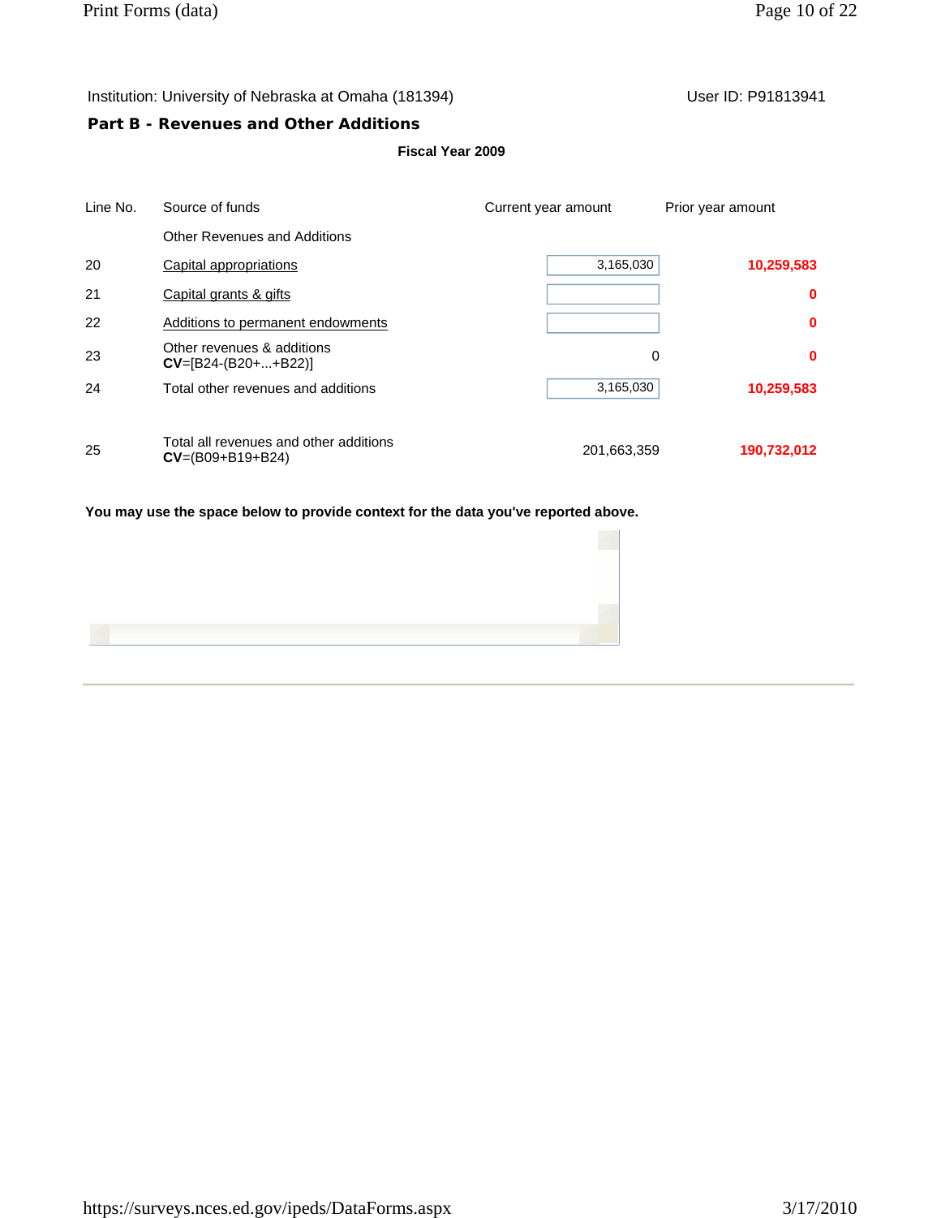Institution: University of Nebraska at Omaha (181394)

User ID: P91813941

## Part B - Revenues and Other Additions

**Fiscal Year 2009**

| Line No. | Source of funds | Current year amount | Prior year amount |
|---|---|---|---|
| | Other Revenues and Additions | | |
| 20 | Capital appropriations | 3,165,030 | **10,259,583** |
| 21 | Capital grants & gifts | | **0** |
| 22 | Additions to permanent endowments | | **0** |
| 23 | Other revenues & additions **CV**=[B24-(B20+...+B22)] | 0 | **0** |
| 24 | Total other revenues and additions | 3,165,030 | **10,259,583** |
| 25 | Total all revenues and other additions **CV**=(B09+B19+B24) | 201,663,359 | **190,732,012** |

**You may use the space below to provide context for the data you've reported above.**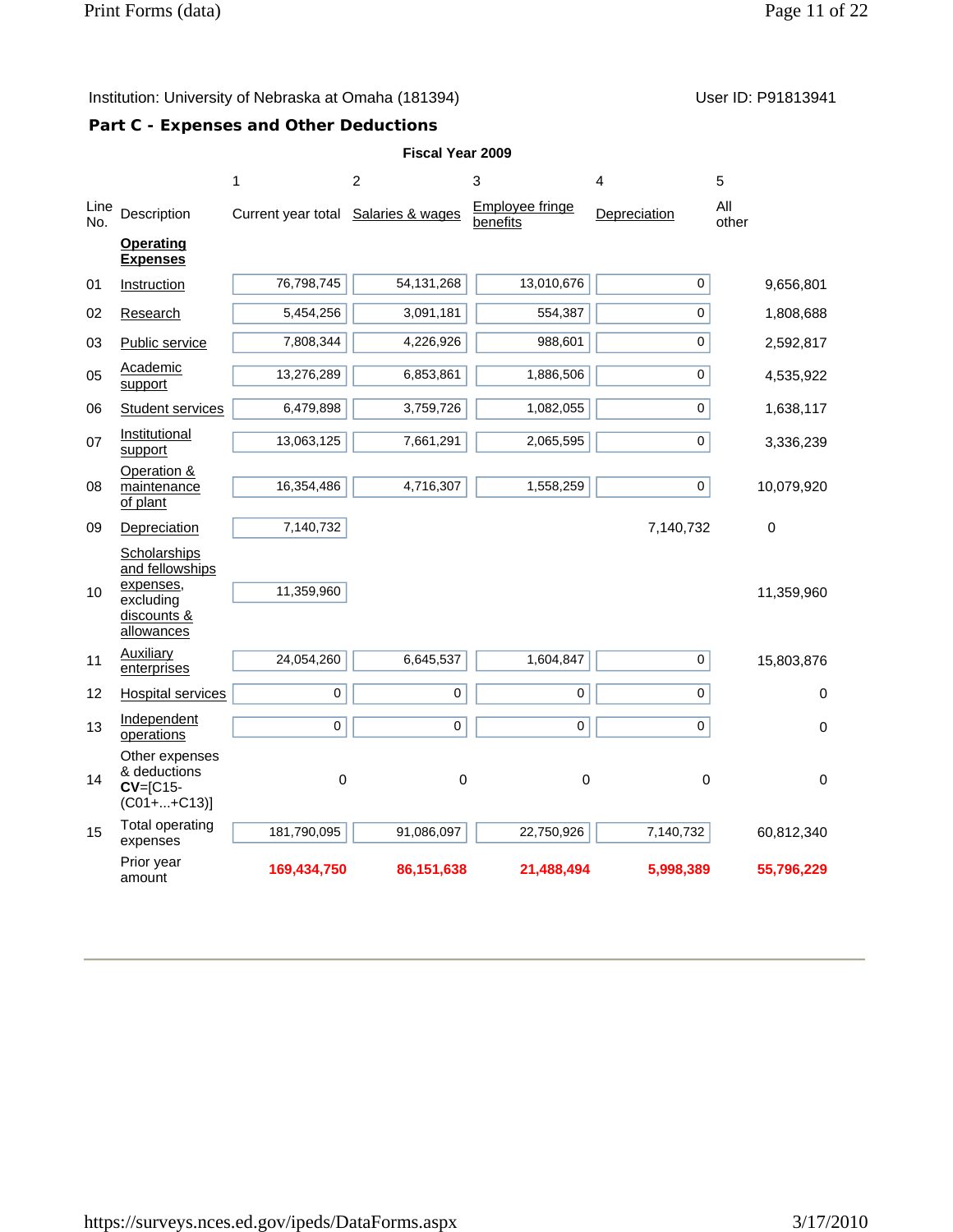Institution: University of Nebraska at Omaha (181394)

User ID: P91813941

## Part C - Expenses and Other Deductions

**Fiscal Year 2009**

| | | 1 | 2 | 3 | 4 | 5 |
|---|---|---|---|---|---|---|
| Line No. | Description | Current year total | Salaries & wages | Employee fringe benefits | Depreciation | All other |
| | **Operating Expenses** | | | | | |
| 01 | Instruction | 76,798,745 | 54,131,268 | 13,010,676 | 0 | 9,656,801 |
| 02 | Research | 5,454,256 | 3,091,181 | 554,387 | 0 | 1,808,688 |
| 03 | Public service | 7,808,344 | 4,226,926 | 988,601 | 0 | 2,592,817 |
| 05 | Academic support | 13,276,289 | 6,853,861 | 1,886,506 | 0 | 4,535,922 |
| 06 | Student services | 6,479,898 | 3,759,726 | 1,082,055 | 0 | 1,638,117 |
| 07 | Institutional support | 13,063,125 | 7,661,291 | 2,065,595 | 0 | 3,336,239 |
| 08 | Operation & maintenance of plant | 16,354,486 | 4,716,307 | 1,558,259 | 0 | 10,079,920 |
| 09 | Depreciation | 7,140,732 | | | 7,140,732 | 0 |
| 10 | Scholarships and fellowships expenses, excluding discounts & allowances | 11,359,960 | | | | 11,359,960 |
| 11 | Auxiliary enterprises | 24,054,260 | 6,645,537 | 1,604,847 | 0 | 15,803,876 |
| 12 | Hospital services | 0 | 0 | 0 | 0 | 0 |
| 13 | Independent operations | 0 | 0 | 0 | 0 | 0 |
| 14 | Other expenses & deductions **CV**=[C15-(C01+...+C13)] | 0 | 0 | 0 | 0 | 0 |
| 15 | Total operating expenses | 181,790,095 | 91,086,097 | 22,750,926 | 7,140,732 | 60,812,340 |
| | Prior year amount | **169,434,750** | **86,151,638** | **21,488,494** | **5,998,389** | **55,796,229** |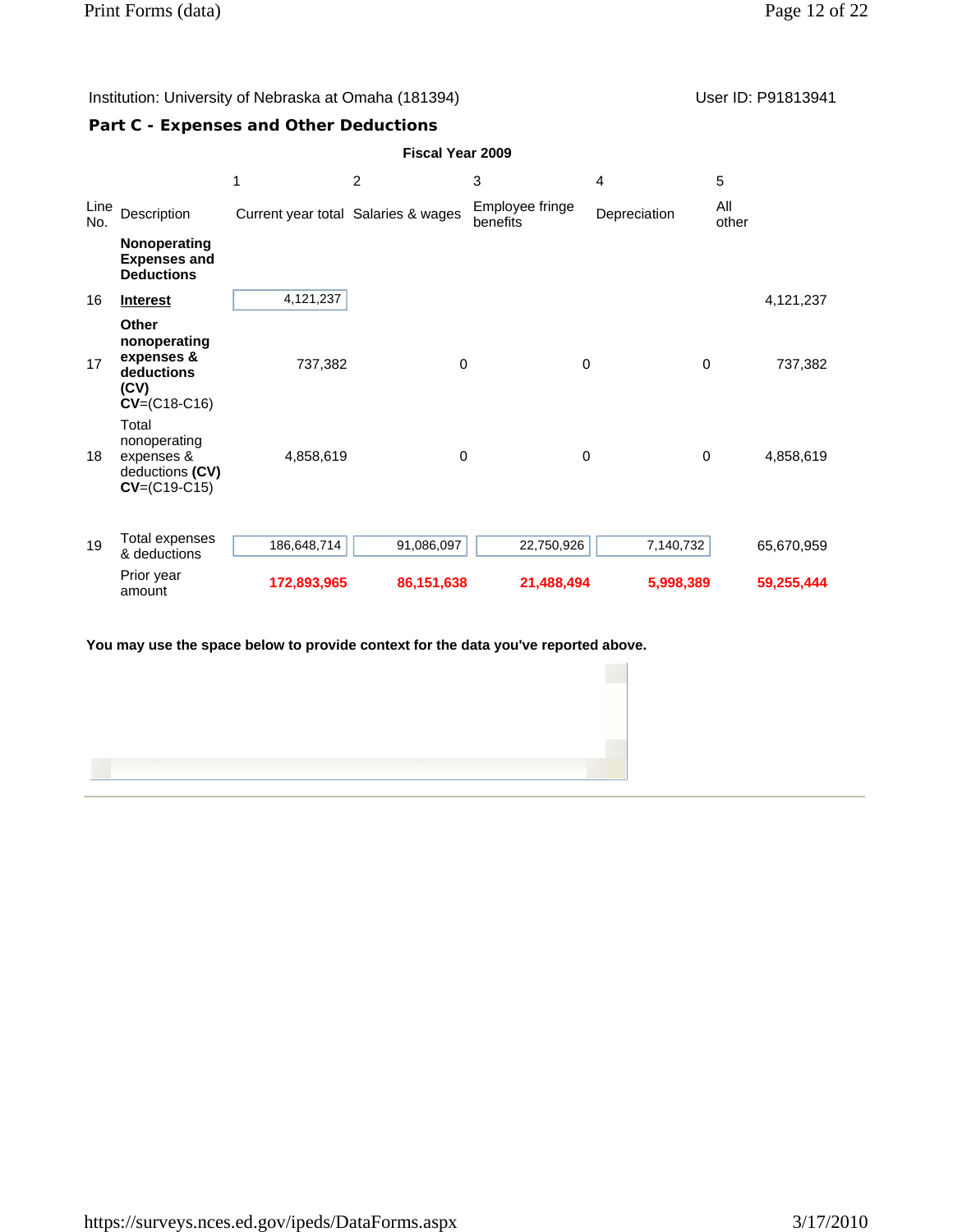Institution: University of Nebraska at Omaha (181394)    User ID: P91813941

## Part C - Expenses and Other Deductions

**Fiscal Year 2009**

| | | 1 | 2 | 3 | 4 | 5 |
|---|---|---|---|---|---|---|
| Line No. | Description | Current year total | Salaries & wages | Employee fringe benefits | Depreciation | All other |
| | **Nonoperating Expenses and Deductions** | | | | | |
| 16 | **Interest** | 4,121,237 | | | | 4,121,237 |
| 17 | **Other nonoperating expenses & deductions (CV)** **CV**=(C18-C16) | 737,382 | 0 | 0 | 0 | 737,382 |
| 18 | Total nonoperating expenses & deductions **(CV)** **CV**=(C19-C15) | 4,858,619 | 0 | 0 | 0 | 4,858,619 |
| 19 | Total expenses & deductions | 186,648,714 | 91,086,097 | 22,750,926 | 7,140,732 | 65,670,959 |
| | Prior year amount | **172,893,965** | **86,151,638** | **21,488,494** | **5,998,389** | **59,255,444** |

**You may use the space below to provide context for the data you've reported above.**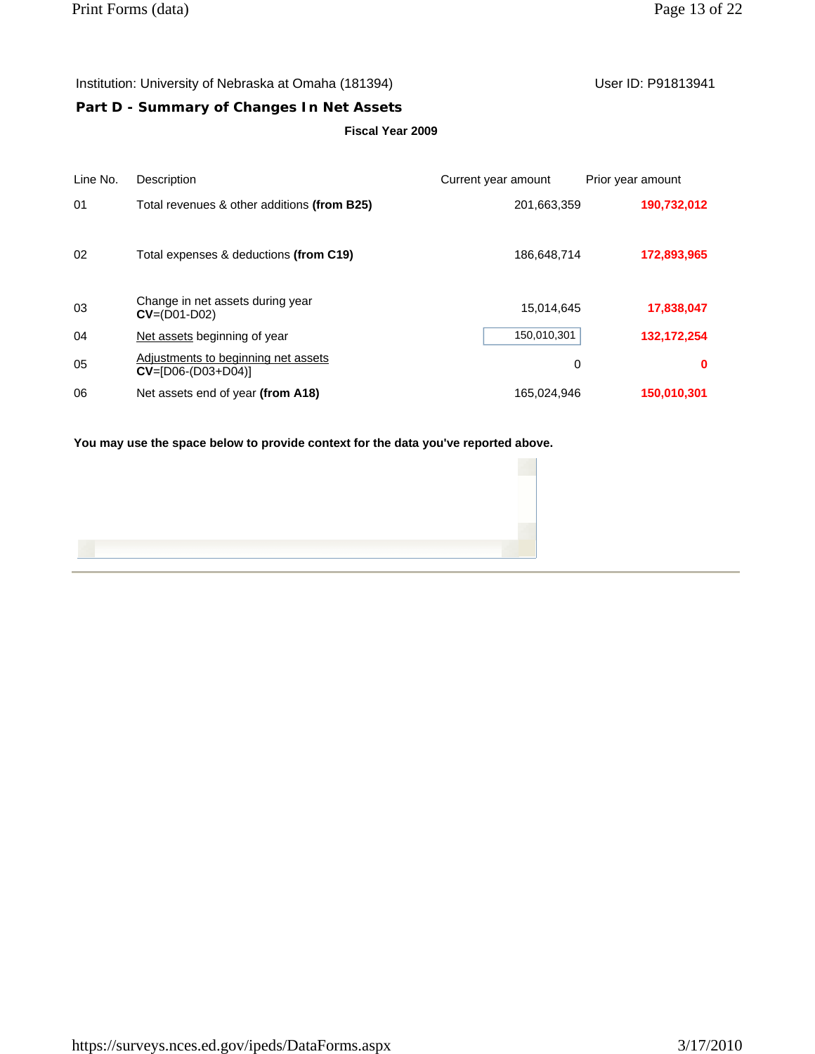Institution: University of Nebraska at Omaha (181394)

User ID: P91813941

## Part D - Summary of Changes In Net Assets

**Fiscal Year 2009**

| Line No. | Description | Current year amount | Prior year amount |
|---|---|---|---|
| 01 | Total revenues & other additions **(from B25)** | 201,663,359 | **190,732,012** |
| 02 | Total expenses & deductions **(from C19)** | 186,648,714 | **172,893,965** |
| 03 | Change in net assets during year **CV**=(D01-D02) | 15,014,645 | **17,838,047** |
| 04 | Net assets beginning of year | 150,010,301 | **132,172,254** |
| 05 | Adjustments to beginning net assets **CV**=[D06-(D03+D04)] | 0 | **0** |
| 06 | Net assets end of year **(from A18)** | 165,024,946 | **150,010,301** |

**You may use the space below to provide context for the data you've reported above.**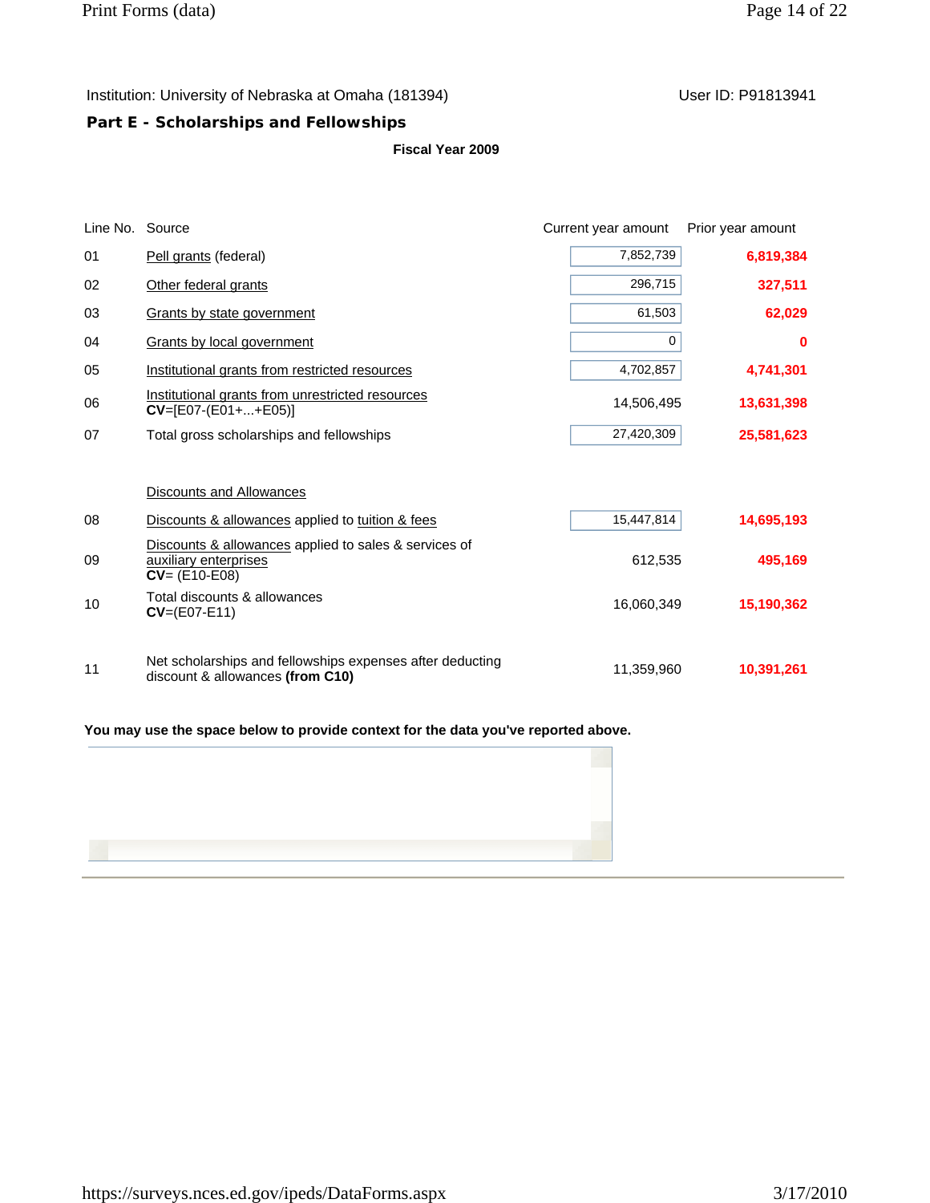Institution: University of Nebraska at Omaha (181394)

User ID: P91813941

## Part E - Scholarships and Fellowships

**Fiscal Year 2009**

| Line No. | Source | Current year amount | Prior year amount |
|---|---|---|---|
| 01 | Pell grants (federal) | 7,852,739 | **6,819,384** |
| 02 | Other federal grants | 296,715 | **327,511** |
| 03 | Grants by state government | 61,503 | **62,029** |
| 04 | Grants by local government | 0 | **0** |
| 05 | Institutional grants from restricted resources | 4,702,857 | **4,741,301** |
| 06 | Institutional grants from unrestricted resources **CV**=[E07-(E01+...+E05)] | 14,506,495 | **13,631,398** |
| 07 | Total gross scholarships and fellowships | 27,420,309 | **25,581,623** |
| | Discounts and Allowances | | |
| 08 | Discounts & allowances applied to tuition & fees | 15,447,814 | **14,695,193** |
| 09 | Discounts & allowances applied to sales & services of auxiliary enterprises **CV**= (E10-E08) | 612,535 | **495,169** |
| 10 | Total discounts & allowances **CV**=(E07-E11) | 16,060,349 | **15,190,362** |
| 11 | Net scholarships and fellowships expenses after deducting discount & allowances **(from C10)** | 11,359,960 | **10,391,261** |

**You may use the space below to provide context for the data you've reported above.**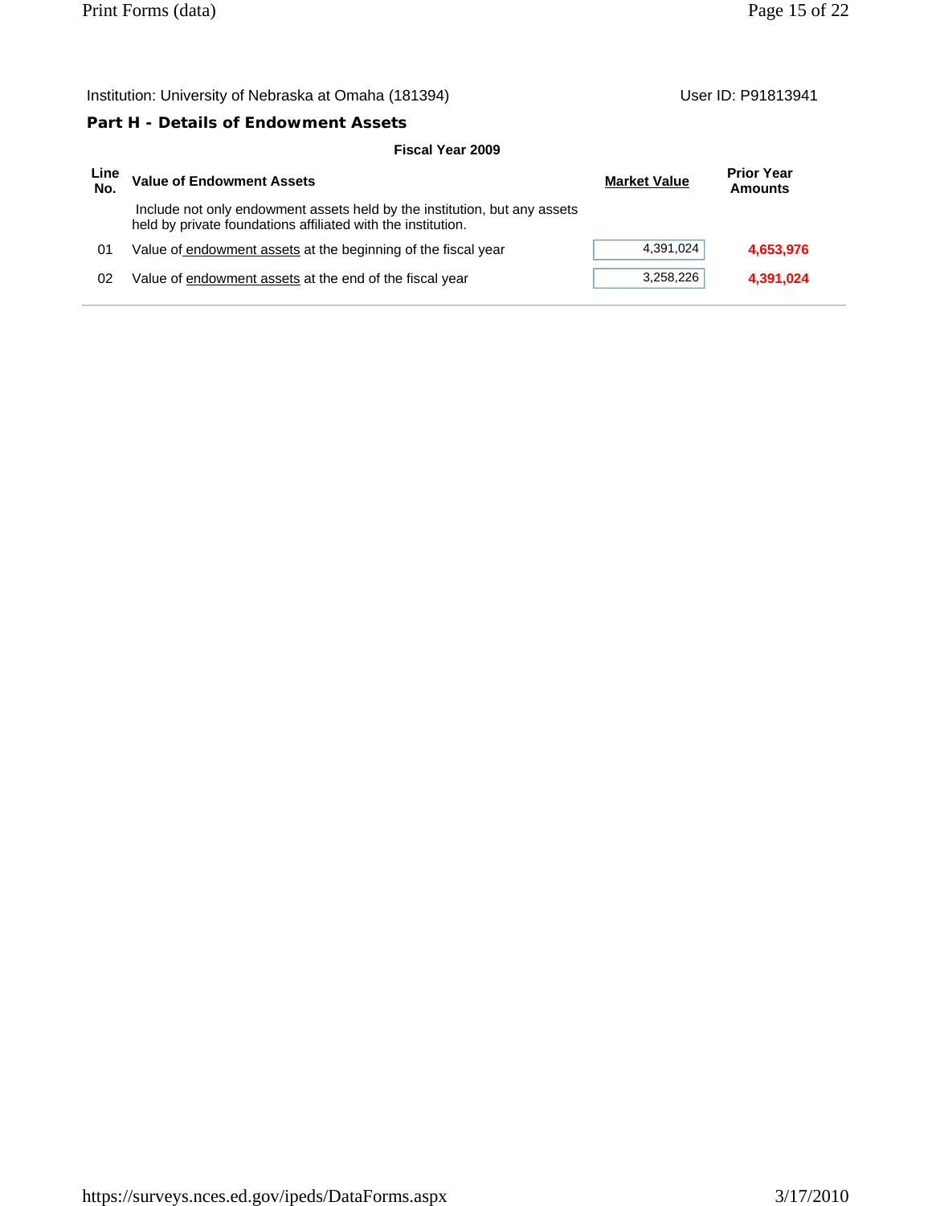Institution: University of Nebraska at Omaha (181394) User ID: P91813941

## Part H - Details of Endowment Assets

**Fiscal Year 2009**

| Line No. | Value of Endowment Assets | Market Value | Prior Year Amounts |
|---|---|---|---|
| | Include not only endowment assets held by the institution, but any assets held by private foundations affiliated with the institution. | | |
| 01 | Value of endowment assets at the beginning of the fiscal year | 4,391,024 | **4,653,976** |
| 02 | Value of endowment assets at the end of the fiscal year | 3,258,226 | **4,391,024** |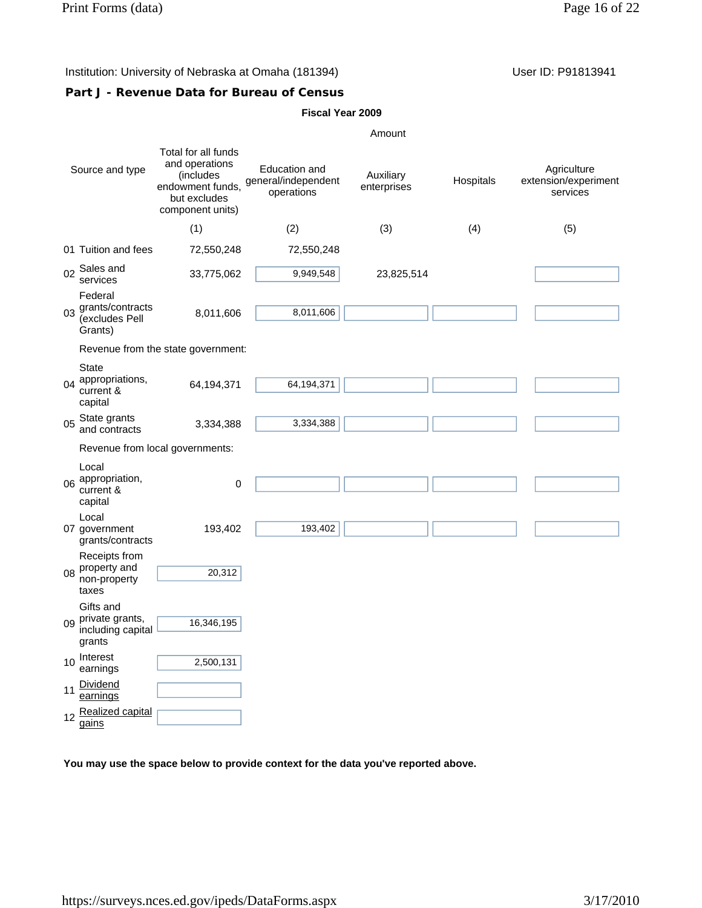Institution: University of Nebraska at Omaha (181394)

User ID: P91813941

## Part J - Revenue Data for Bureau of Census

**Fiscal Year 2009**

| | Source and type | Amount | | | | |
|---|---|---|---|---|---|---|
| | | Total for all funds and operations (includes endowment funds, but excludes component units) | Education and general/independent operations | Auxiliary enterprises | Hospitals | Agriculture extension/experiment services |
| | | (1) | (2) | (3) | (4) | (5) |
| 01 | Tuition and fees | 72,550,248 | 72,550,248 | | | |
| 02 | Sales and services | 33,775,062 | 9,949,548 | 23,825,514 | | |
| 03 | Federal grants/contracts (excludes Pell Grants) | 8,011,606 | 8,011,606 | | | |
| | Revenue from the state government: | | | | | |
| 04 | State appropriations, current & capital | 64,194,371 | 64,194,371 | | | |
| 05 | State grants and contracts | 3,334,388 | 3,334,388 | | | |
| | Revenue from local governments: | | | | | |
| 06 | Local appropriation, current & capital | 0 | | | | |
| 07 | Local government grants/contracts | 193,402 | 193,402 | | | |
| 08 | Receipts from property and non-property taxes | 20,312 | | | | |
| 09 | Gifts and private grants, including capital grants | 16,346,195 | | | | |
| 10 | Interest earnings | 2,500,131 | | | | |
| 11 | Dividend earnings | | | | | |
| 12 | Realized capital gains | | | | | |

**You may use the space below to provide context for the data you've reported above.**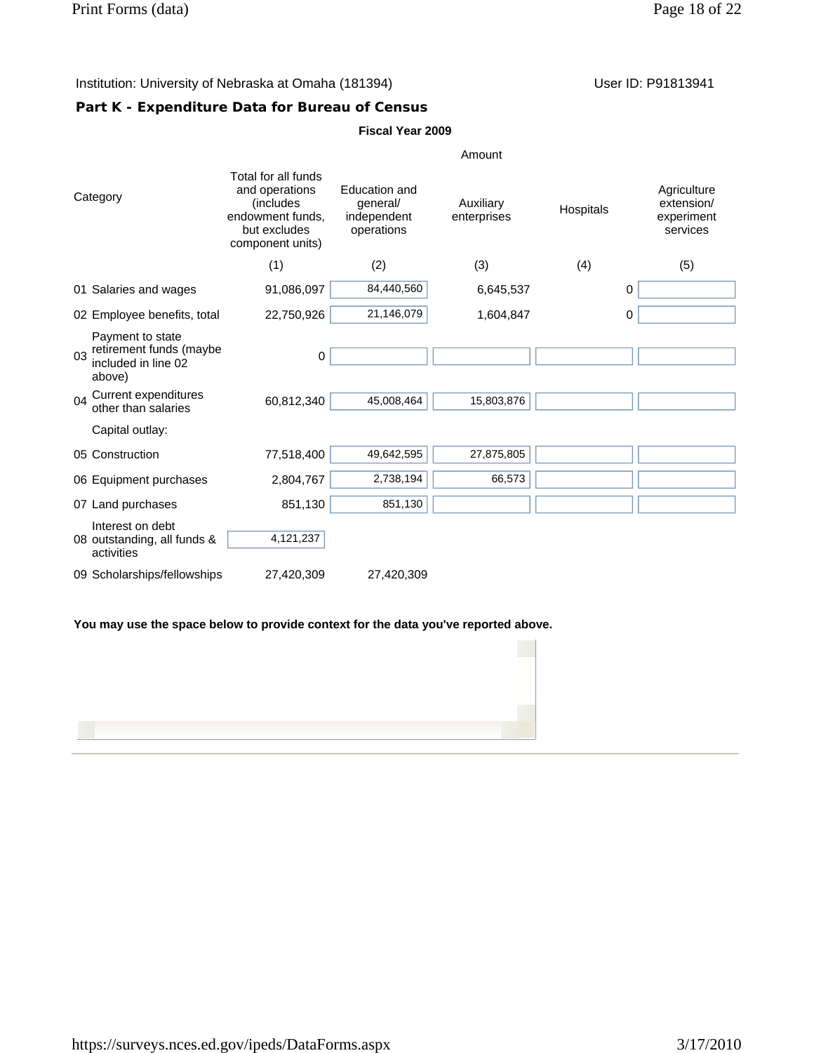Institution: University of Nebraska at Omaha (181394)

User ID: P91813941

## Part K - Expenditure Data for Bureau of Census

**Fiscal Year 2009**

| Category | Total for all funds and operations (includes endowment funds, but excludes component units) | Education and general/ independent operations | Auxiliary enterprises | Hospitals | Agriculture extension/ experiment services |
|---|---|---|---|---|---|
| | (1) | (2) | (3) | (4) | (5) |
| 01 Salaries and wages | 91,086,097 | 84,440,560 | 6,645,537 | 0 | |
| 02 Employee benefits, total | 22,750,926 | 21,146,079 | 1,604,847 | 0 | |
| 03 Payment to state retirement funds (maybe included in line 02 above) | 0 | | | | |
| 04 Current expenditures other than salaries | 60,812,340 | 45,008,464 | 15,803,876 | | |
| Capital outlay: | | | | | |
| 05 Construction | 77,518,400 | 49,642,595 | 27,875,805 | | |
| 06 Equipment purchases | 2,804,767 | 2,738,194 | 66,573 | | |
| 07 Land purchases | 851,130 | 851,130 | | | |
| 08 Interest on debt outstanding, all funds & activities | 4,121,237 | | | | |
| 09 Scholarships/fellowships | 27,420,309 | 27,420,309 | | | |

**You may use the space below to provide context for the data you've reported above.**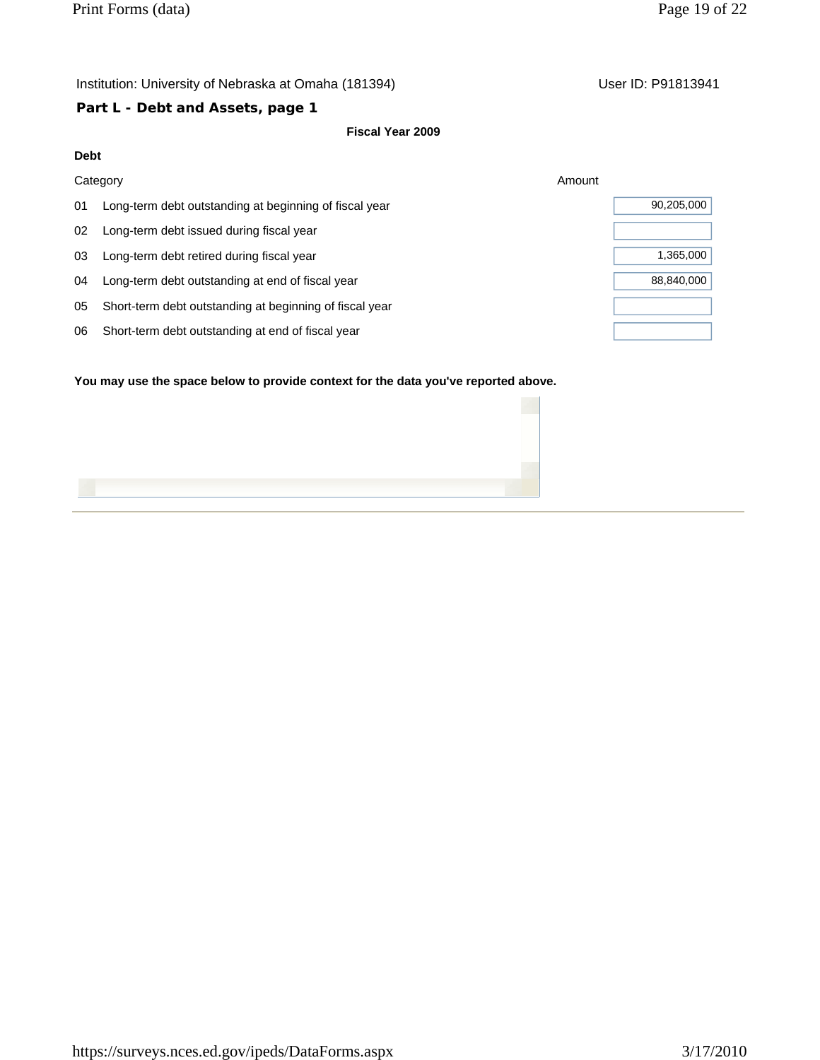Institution: University of Nebraska at Omaha (181394) User ID: P91813941

**Part L - Debt and Assets, page 1**

**Fiscal Year 2009**

**Debt**

| | Category | Amount |
|---|---|---|
| 01 | Long-term debt outstanding at beginning of fiscal year | 90,205,000 |
| 02 | Long-term debt issued during fiscal year | |
| 03 | Long-term debt retired during fiscal year | 1,365,000 |
| 04 | Long-term debt outstanding at end of fiscal year | 88,840,000 |
| 05 | Short-term debt outstanding at beginning of fiscal year | |
| 06 | Short-term debt outstanding at end of fiscal year | |

**You may use the space below to provide context for the data you've reported above.**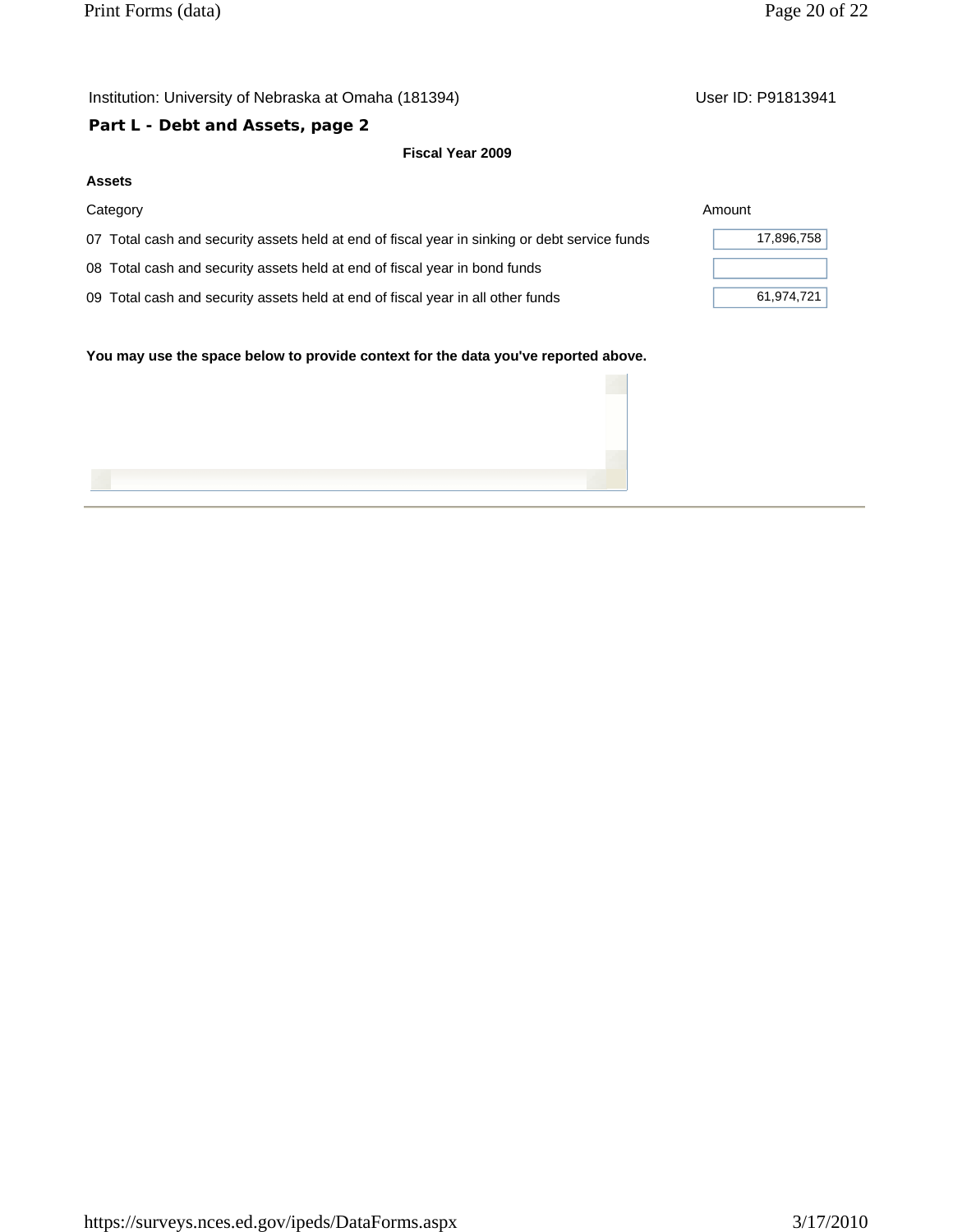Institution: University of Nebraska at Omaha (181394) User ID: P91813941

## Part L - Debt and Assets, page 2

**Fiscal Year 2009**

**Assets**

| Category | Amount |
|---|---|
| 07 Total cash and security assets held at end of fiscal year in sinking or debt service funds | 17,896,758 |
| 08 Total cash and security assets held at end of fiscal year in bond funds | |
| 09 Total cash and security assets held at end of fiscal year in all other funds | 61,974,721 |

**You may use the space below to provide context for the data you've reported above.**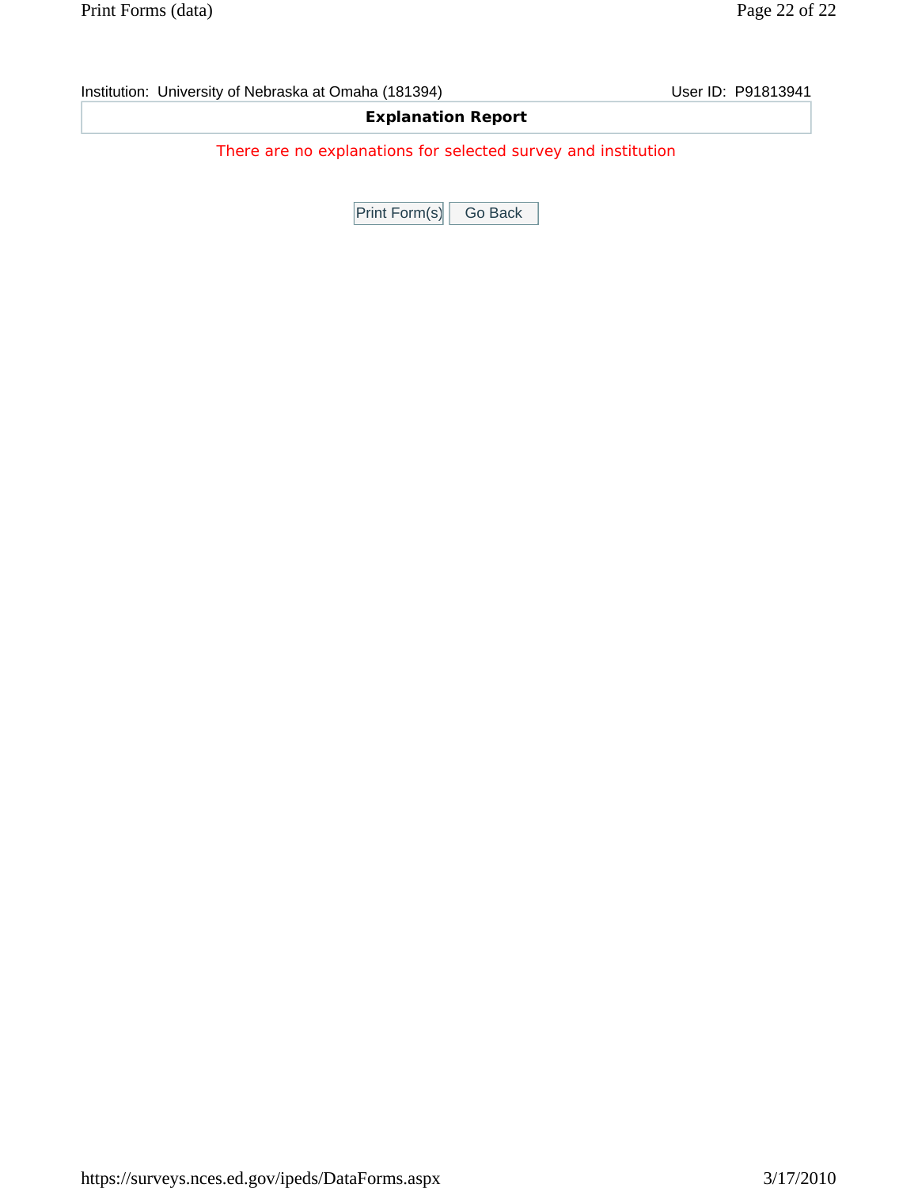Institution: University of Nebraska at Omaha (181394) User ID: P91813941

## Explanation Report

There are no explanations for selected survey and institution

Print Form(s) Go Back